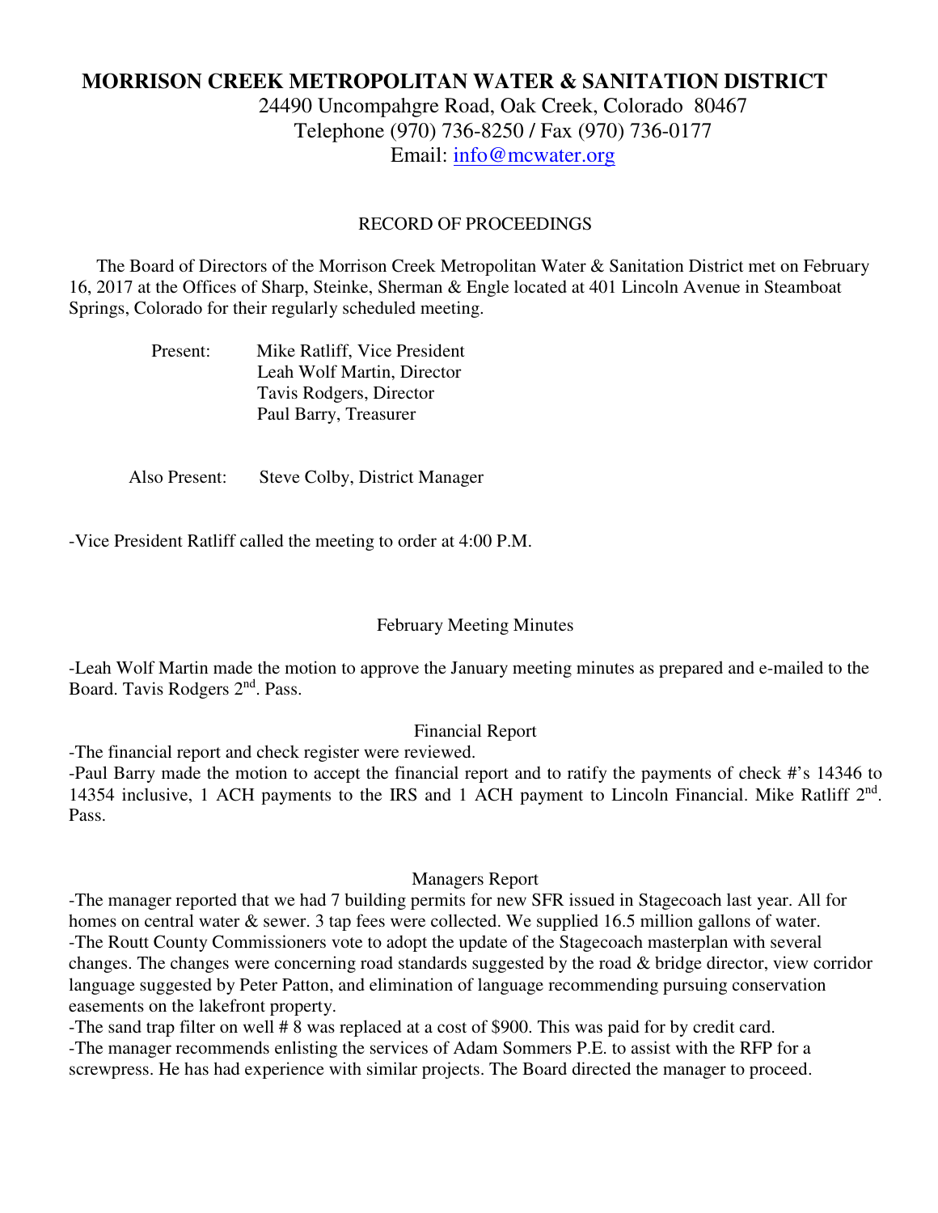# MORRISON CREEK METROPOLITAN WATER & SANITATION DISTRICT

24490 Uncompahgre Road, Oak Creek, Colorado 80467
Telephone (970) 736-8250 / Fax (970) 736-0177
Email: info@mcwater.org

RECORD OF PROCEEDINGS

The Board of Directors of the Morrison Creek Metropolitan Water & Sanitation District met on February 16, 2017 at the Offices of Sharp, Steinke, Sherman & Engle located at 401 Lincoln Avenue in Steamboat Springs, Colorado for their regularly scheduled meeting.

Present: Mike Ratliff, Vice President
Leah Wolf Martin, Director
Tavis Rodgers, Director
Paul Barry, Treasurer

Also Present: Steve Colby, District Manager

-Vice President Ratliff called the meeting to order at 4:00 P.M.

February Meeting Minutes

-Leah Wolf Martin made the motion to approve the January meeting minutes as prepared and e-mailed to the Board. Tavis Rodgers 2nd. Pass.

Financial Report

-The financial report and check register were reviewed.
-Paul Barry made the motion to accept the financial report and to ratify the payments of check #'s 14346 to 14354 inclusive, 1 ACH payments to the IRS and 1 ACH payment to Lincoln Financial. Mike Ratliff 2nd. Pass.

Managers Report

-The manager reported that we had 7 building permits for new SFR issued in Stagecoach last year. All for homes on central water & sewer. 3 tap fees were collected. We supplied 16.5 million gallons of water.
-The Routt County Commissioners vote to adopt the update of the Stagecoach masterplan with several changes. The changes were concerning road standards suggested by the road & bridge director, view corridor language suggested by Peter Patton, and elimination of language recommending pursuing conservation easements on the lakefront property.
-The sand trap filter on well # 8 was replaced at a cost of $900. This was paid for by credit card.
-The manager recommends enlisting the services of Adam Sommers P.E. to assist with the RFP for a screwpress. He has had experience with similar projects. The Board directed the manager to proceed.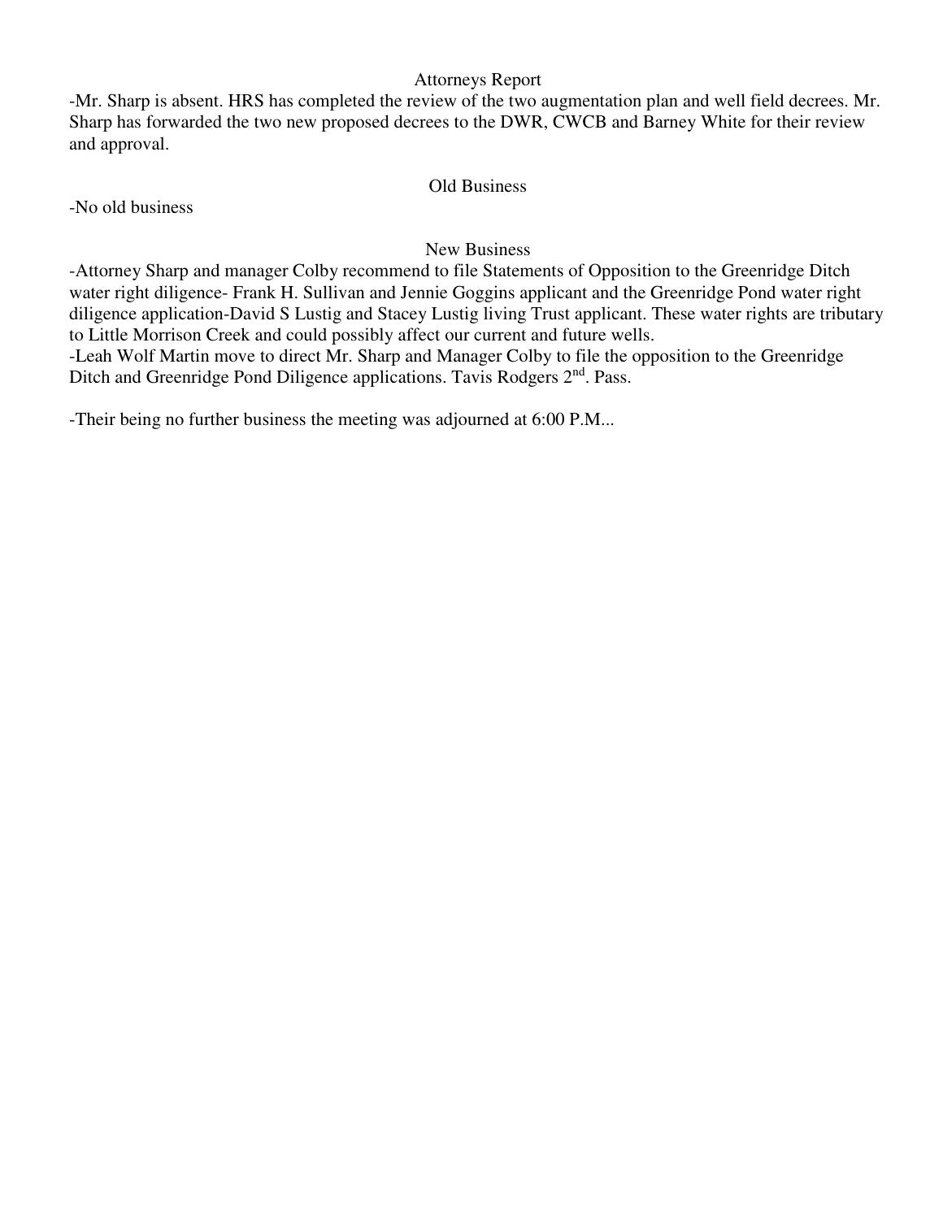## Attorneys Report

-Mr. Sharp is absent. HRS has completed the review of the two augmentation plan and well field decrees. Mr. Sharp has forwarded the two new proposed decrees to the DWR, CWCB and Barney White for their review and approval.

## Old Business

-No old business

## New Business

-Attorney Sharp and manager Colby recommend to file Statements of Opposition to the Greenridge Ditch water right diligence- Frank H. Sullivan and Jennie Goggins applicant and the Greenridge Pond water right diligence application-David S Lustig and Stacey Lustig living Trust applicant. These water rights are tributary to Little Morrison Creek and could possibly affect our current and future wells.

-Leah Wolf Martin move to direct Mr. Sharp and Manager Colby to file the opposition to the Greenridge Ditch and Greenridge Pond Diligence applications. Tavis Rodgers 2nd. Pass.

-Their being no further business the meeting was adjourned at 6:00 P.M...